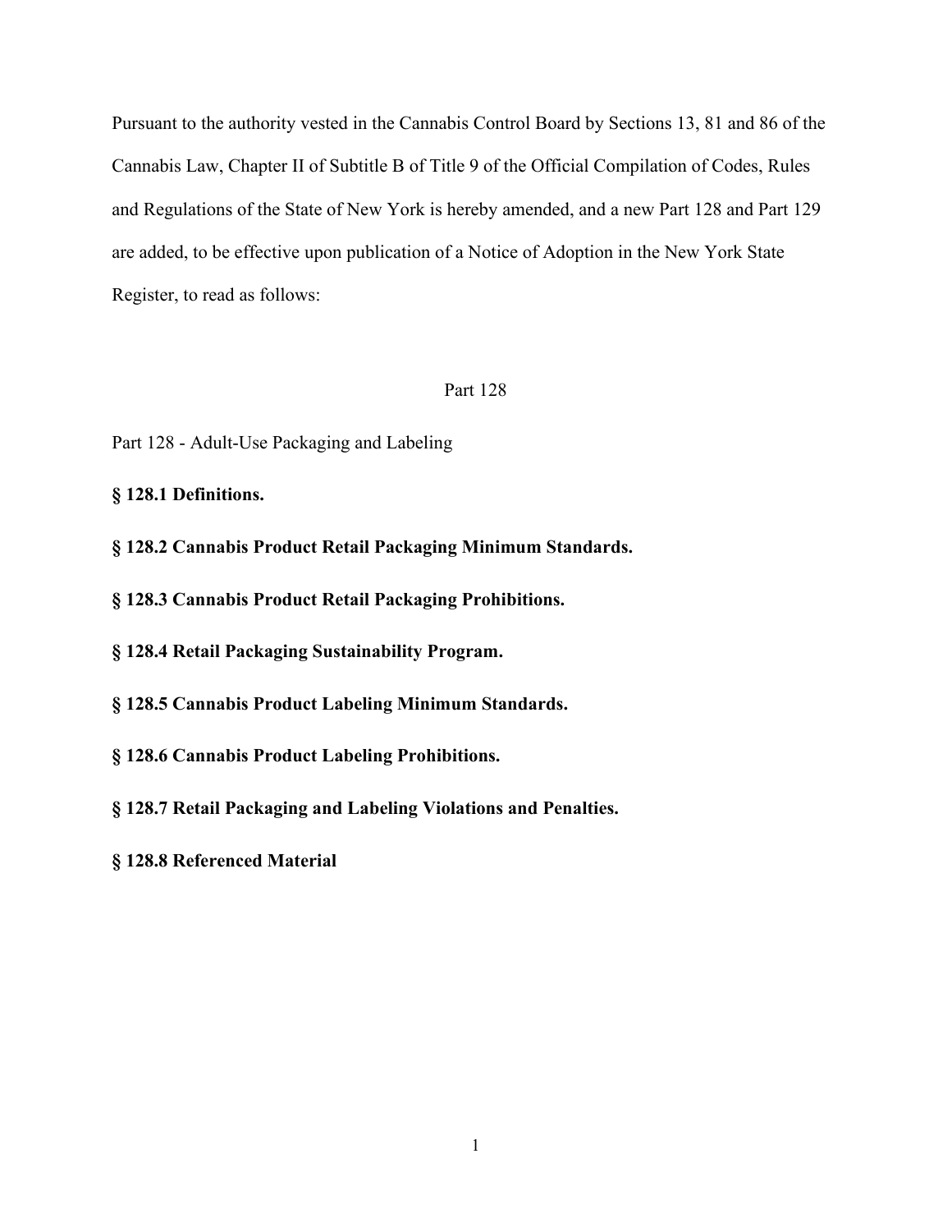Pursuant to the authority vested in the Cannabis Control Board by Sections 13, 81 and 86 of the Cannabis Law, Chapter II of Subtitle B of Title 9 of the Official Compilation of Codes, Rules and Regulations of the State of New York is hereby amended, and a new Part 128 and Part 129 are added, to be effective upon publication of a Notice of Adoption in the New York State Register, to read as follows:

# Part 128

## Part 128 - Adult-Use Packaging and Labeling

**§ 128.1 Definitions.**

**§ 128.2 Cannabis Product Retail Packaging Minimum Standards.**

**§ 128.3 Cannabis Product Retail Packaging Prohibitions.**

**§ 128.4 Retail Packaging Sustainability Program.**

**§ 128.5 Cannabis Product Labeling Minimum Standards.**

**§ 128.6 Cannabis Product Labeling Prohibitions.**

**§ 128.7 Retail Packaging and Labeling Violations and Penalties.**

**§ 128.8 Referenced Material**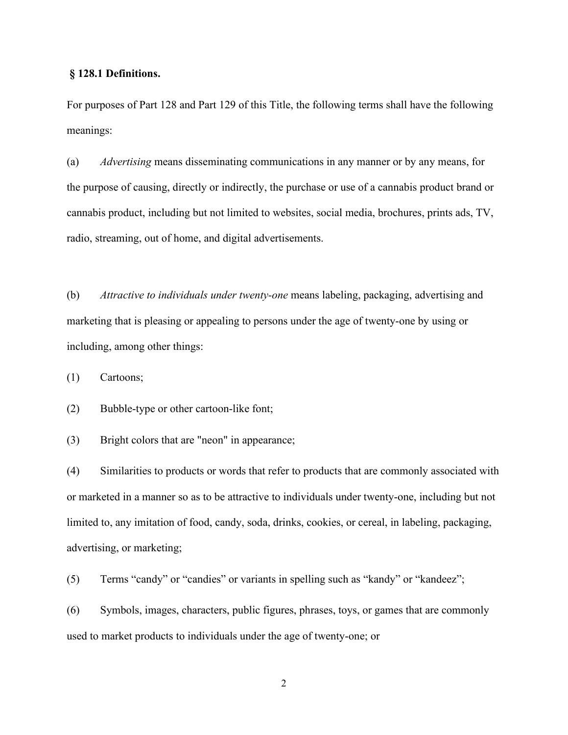**§ 128.1 Definitions.**

For purposes of Part 128 and Part 129 of this Title, the following terms shall have the following meanings:

(a) *Advertising* means disseminating communications in any manner or by any means, for the purpose of causing, directly or indirectly, the purchase or use of a cannabis product brand or cannabis product, including but not limited to websites, social media, brochures, prints ads, TV, radio, streaming, out of home, and digital advertisements.

(b) *Attractive to individuals under twenty-one* means labeling, packaging, advertising and marketing that is pleasing or appealing to persons under the age of twenty-one by using or including, among other things:

(1) Cartoons;

(2) Bubble-type or other cartoon-like font;

(3) Bright colors that are "neon" in appearance;

(4) Similarities to products or words that refer to products that are commonly associated with or marketed in a manner so as to be attractive to individuals under twenty-one, including but not limited to, any imitation of food, candy, soda, drinks, cookies, or cereal, in labeling, packaging, advertising, or marketing;

(5) Terms "candy" or "candies" or variants in spelling such as "kandy" or "kandeez";

(6) Symbols, images, characters, public figures, phrases, toys, or games that are commonly used to market products to individuals under the age of twenty-one; or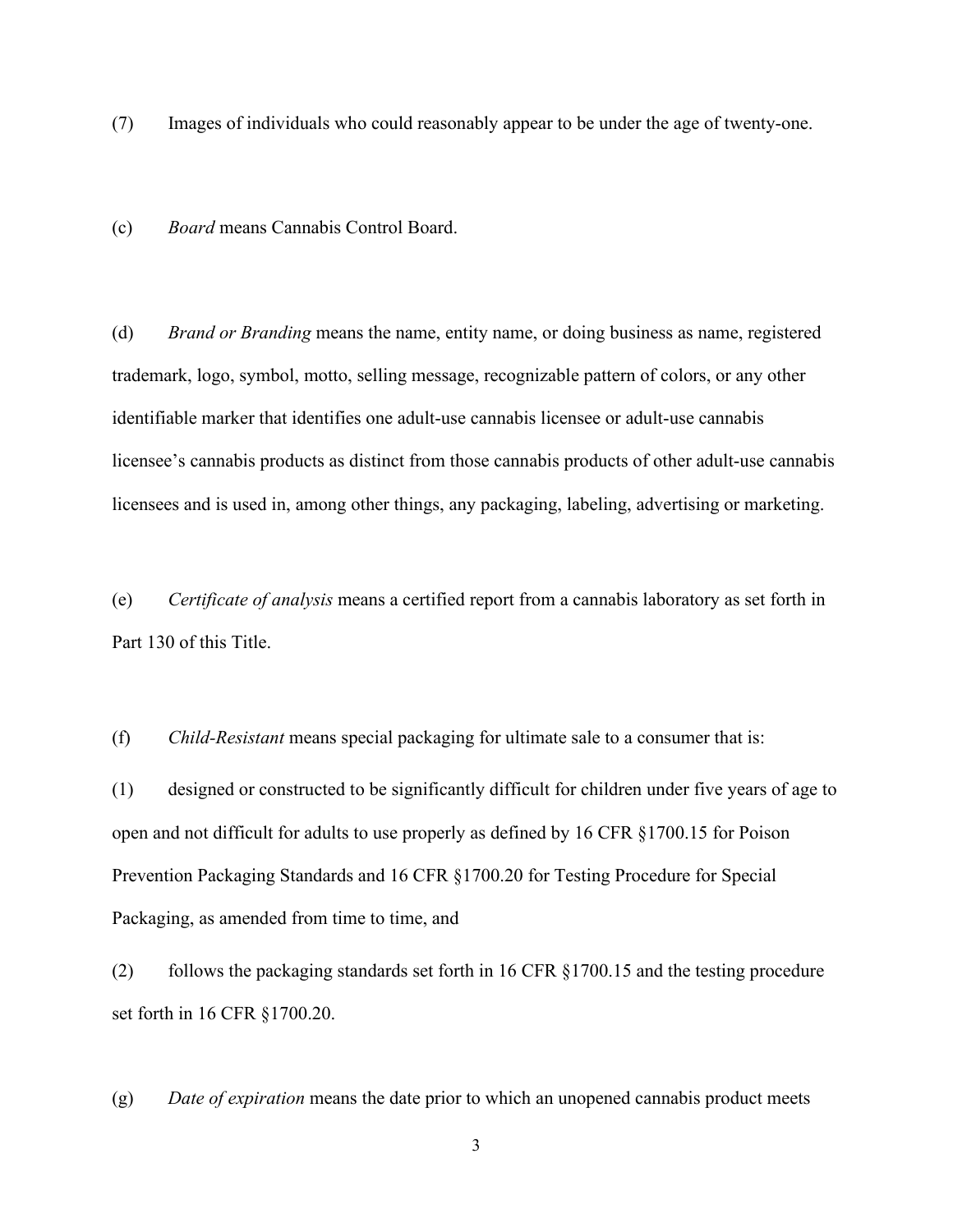(7) Images of individuals who could reasonably appear to be under the age of twenty-one.

(c) *Board* means Cannabis Control Board.

(d) *Brand or Branding* means the name, entity name, or doing business as name, registered trademark, logo, symbol, motto, selling message, recognizable pattern of colors, or any other identifiable marker that identifies one adult-use cannabis licensee or adult-use cannabis licensee's cannabis products as distinct from those cannabis products of other adult-use cannabis licensees and is used in, among other things, any packaging, labeling, advertising or marketing.

(e) *Certificate of analysis* means a certified report from a cannabis laboratory as set forth in Part 130 of this Title.

(f) *Child-Resistant* means special packaging for ultimate sale to a consumer that is:

(1) designed or constructed to be significantly difficult for children under five years of age to open and not difficult for adults to use properly as defined by 16 CFR §1700.15 for Poison Prevention Packaging Standards and 16 CFR §1700.20 for Testing Procedure for Special Packaging, as amended from time to time, and

(2) follows the packaging standards set forth in 16 CFR §1700.15 and the testing procedure set forth in 16 CFR §1700.20.

(g) *Date of expiration* means the date prior to which an unopened cannabis product meets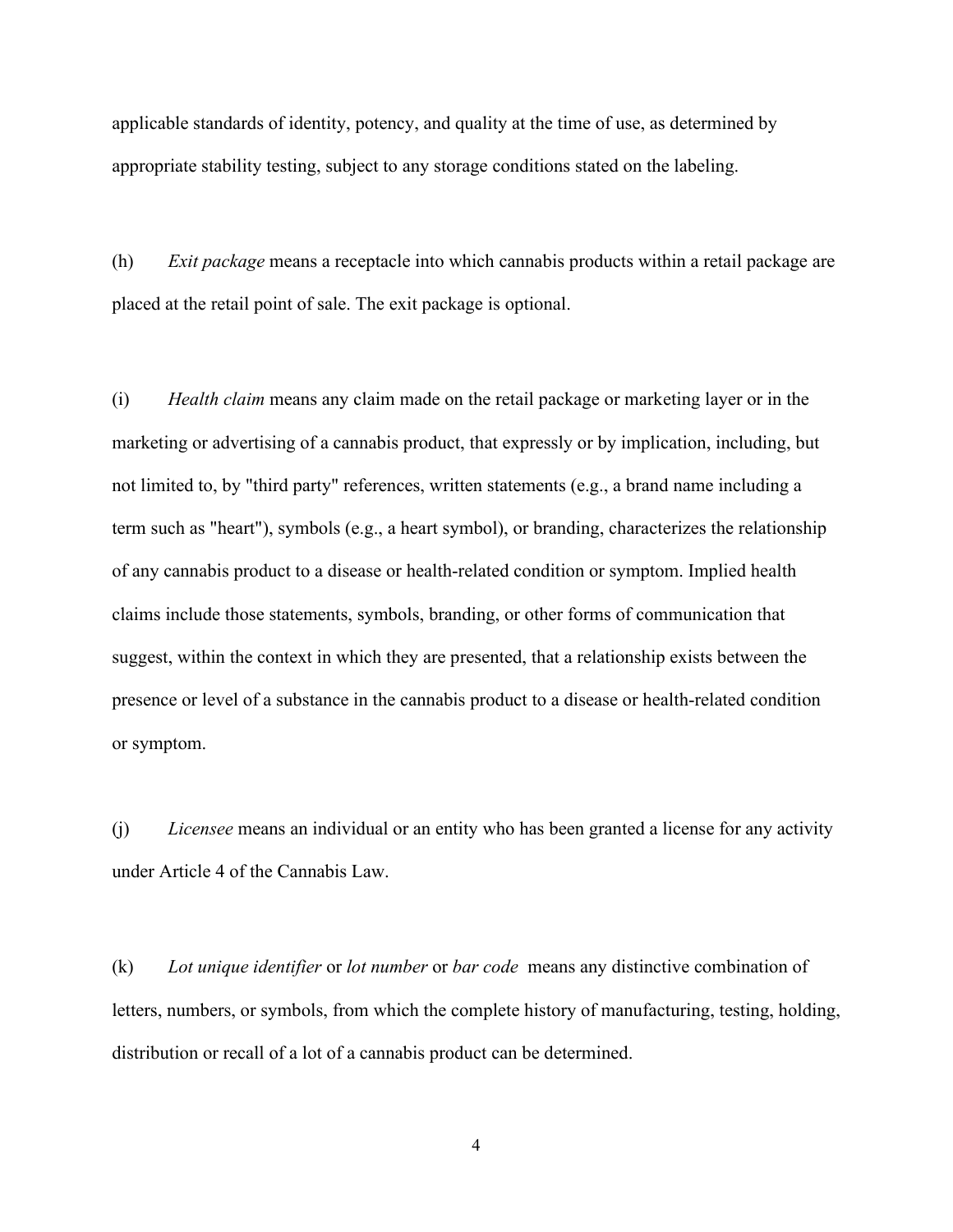applicable standards of identity, potency, and quality at the time of use, as determined by appropriate stability testing, subject to any storage conditions stated on the labeling.

(h) *Exit package* means a receptacle into which cannabis products within a retail package are placed at the retail point of sale. The exit package is optional.

(i) *Health claim* means any claim made on the retail package or marketing layer or in the marketing or advertising of a cannabis product, that expressly or by implication, including, but not limited to, by "third party" references, written statements (e.g., a brand name including a term such as "heart"), symbols (e.g., a heart symbol), or branding, characterizes the relationship of any cannabis product to a disease or health-related condition or symptom. Implied health claims include those statements, symbols, branding, or other forms of communication that suggest, within the context in which they are presented, that a relationship exists between the presence or level of a substance in the cannabis product to a disease or health-related condition or symptom.

(j) *Licensee* means an individual or an entity who has been granted a license for any activity under Article 4 of the Cannabis Law.

(k) *Lot unique identifier* or *lot number* or *bar code* means any distinctive combination of letters, numbers, or symbols, from which the complete history of manufacturing, testing, holding, distribution or recall of a lot of a cannabis product can be determined.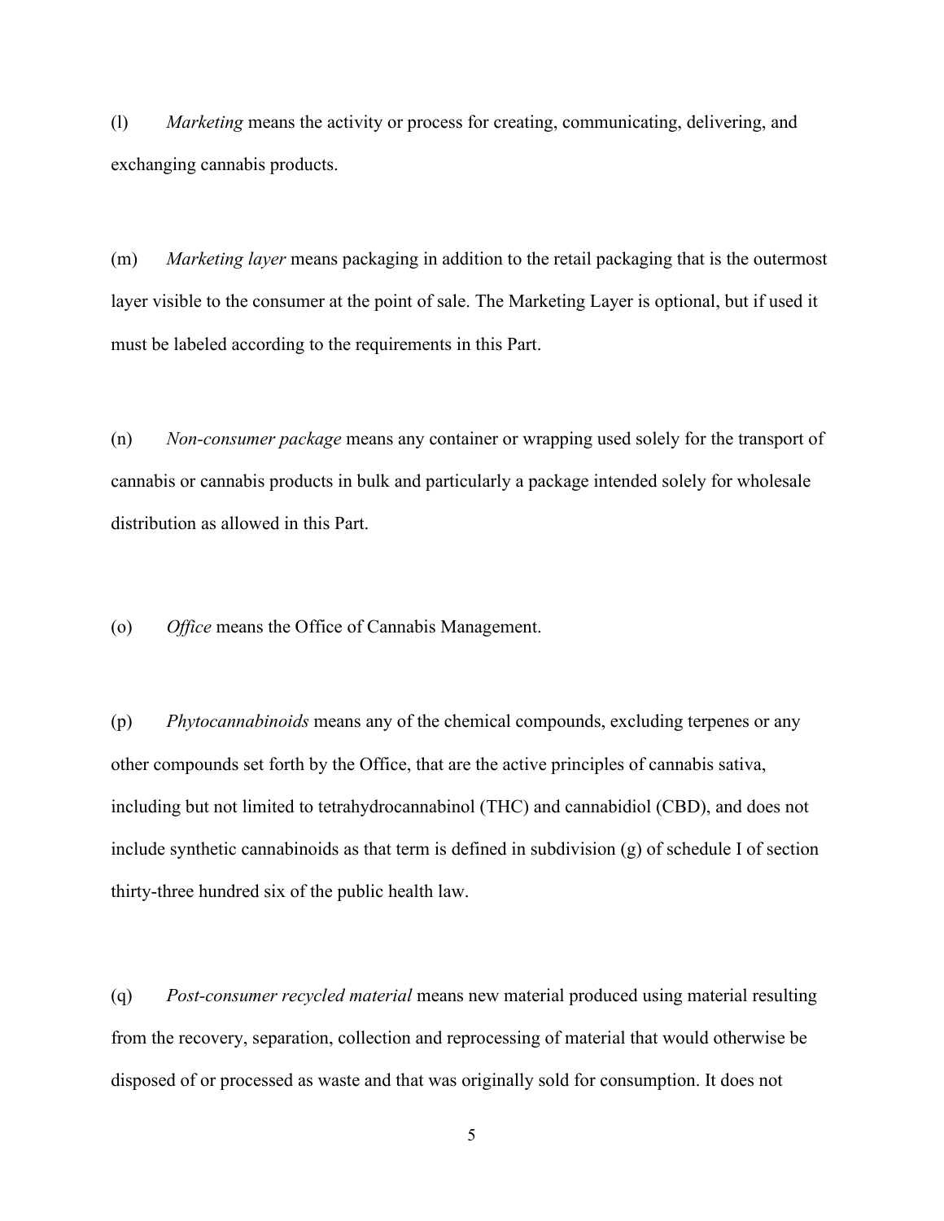(l) *Marketing* means the activity or process for creating, communicating, delivering, and exchanging cannabis products.

(m) *Marketing layer* means packaging in addition to the retail packaging that is the outermost layer visible to the consumer at the point of sale. The Marketing Layer is optional, but if used it must be labeled according to the requirements in this Part.

(n) *Non-consumer package* means any container or wrapping used solely for the transport of cannabis or cannabis products in bulk and particularly a package intended solely for wholesale distribution as allowed in this Part.

(o) *Office* means the Office of Cannabis Management.

(p) *Phytocannabinoids* means any of the chemical compounds, excluding terpenes or any other compounds set forth by the Office, that are the active principles of cannabis sativa, including but not limited to tetrahydrocannabinol (THC) and cannabidiol (CBD), and does not include synthetic cannabinoids as that term is defined in subdivision (g) of schedule I of section thirty-three hundred six of the public health law.

(q) *Post-consumer recycled material* means new material produced using material resulting from the recovery, separation, collection and reprocessing of material that would otherwise be disposed of or processed as waste and that was originally sold for consumption. It does not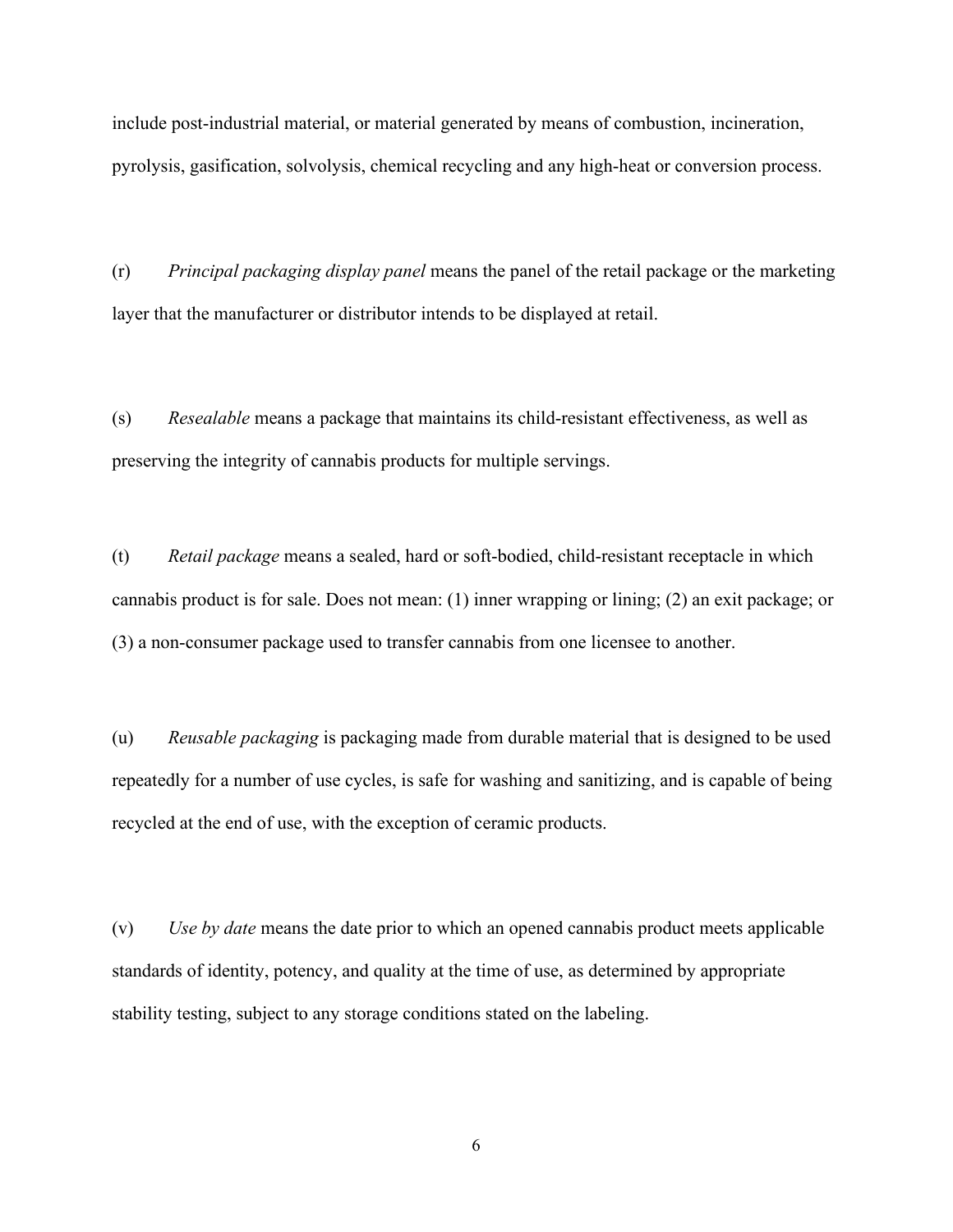include post-industrial material, or material generated by means of combustion, incineration, pyrolysis, gasification, solvolysis, chemical recycling and any high-heat or conversion process.

(r) *Principal packaging display panel* means the panel of the retail package or the marketing layer that the manufacturer or distributor intends to be displayed at retail.

(s) *Resealable* means a package that maintains its child-resistant effectiveness, as well as preserving the integrity of cannabis products for multiple servings.

(t) *Retail package* means a sealed, hard or soft-bodied, child-resistant receptacle in which cannabis product is for sale. Does not mean: (1) inner wrapping or lining; (2) an exit package; or (3) a non-consumer package used to transfer cannabis from one licensee to another.

(u) *Reusable packaging* is packaging made from durable material that is designed to be used repeatedly for a number of use cycles, is safe for washing and sanitizing, and is capable of being recycled at the end of use, with the exception of ceramic products.

(v) *Use by date* means the date prior to which an opened cannabis product meets applicable standards of identity, potency, and quality at the time of use, as determined by appropriate stability testing, subject to any storage conditions stated on the labeling.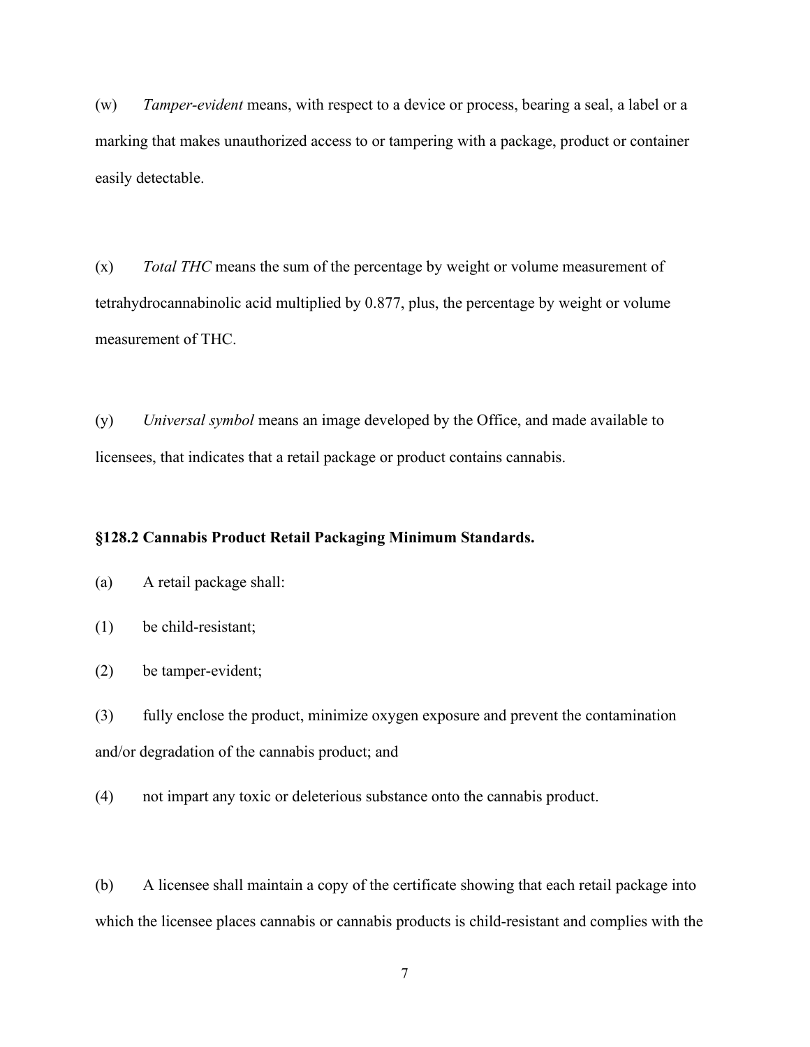(w) *Tamper-evident* means, with respect to a device or process, bearing a seal, a label or a marking that makes unauthorized access to or tampering with a package, product or container easily detectable.

(x) *Total THC* means the sum of the percentage by weight or volume measurement of tetrahydrocannabinolic acid multiplied by 0.877, plus, the percentage by weight or volume measurement of THC.

(y) *Universal symbol* means an image developed by the Office, and made available to licensees, that indicates that a retail package or product contains cannabis.

**§128.2 Cannabis Product Retail Packaging Minimum Standards.**

(a) A retail package shall:

(1) be child-resistant;

(2) be tamper-evident;

(3) fully enclose the product, minimize oxygen exposure and prevent the contamination and/or degradation of the cannabis product; and

(4) not impart any toxic or deleterious substance onto the cannabis product.

(b) A licensee shall maintain a copy of the certificate showing that each retail package into which the licensee places cannabis or cannabis products is child-resistant and complies with the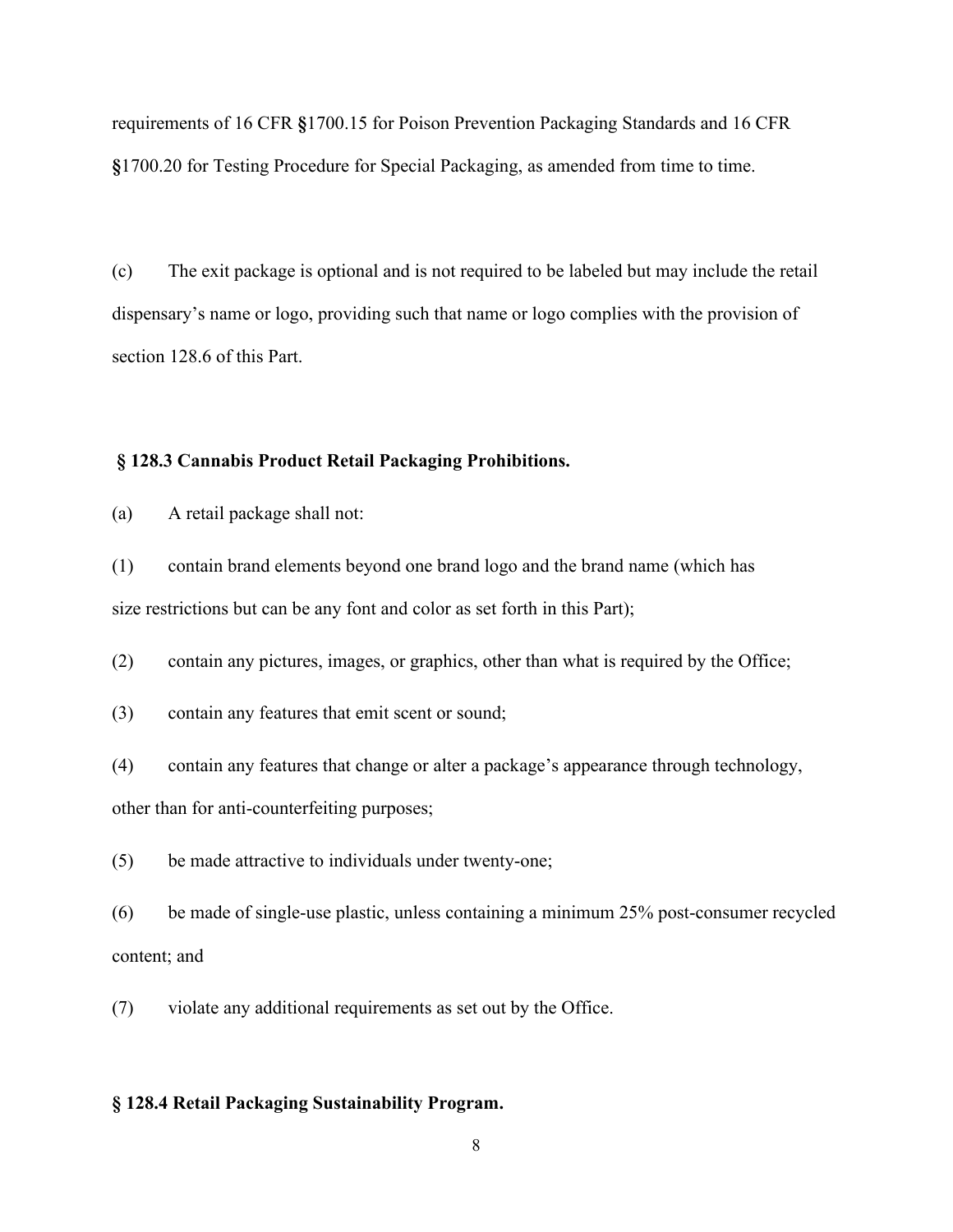requirements of 16 CFR §1700.15 for Poison Prevention Packaging Standards and 16 CFR §1700.20 for Testing Procedure for Special Packaging, as amended from time to time.

(c) The exit package is optional and is not required to be labeled but may include the retail dispensary's name or logo, providing such that name or logo complies with the provision of section 128.6 of this Part.

**§ 128.3 Cannabis Product Retail Packaging Prohibitions.**

(a) A retail package shall not:

(1) contain brand elements beyond one brand logo and the brand name (which has size restrictions but can be any font and color as set forth in this Part);

(2) contain any pictures, images, or graphics, other than what is required by the Office;

(3) contain any features that emit scent or sound;

(4) contain any features that change or alter a package's appearance through technology, other than for anti-counterfeiting purposes;

(5) be made attractive to individuals under twenty-one;

(6) be made of single-use plastic, unless containing a minimum 25% post-consumer recycled content; and

(7) violate any additional requirements as set out by the Office.

**§ 128.4 Retail Packaging Sustainability Program.**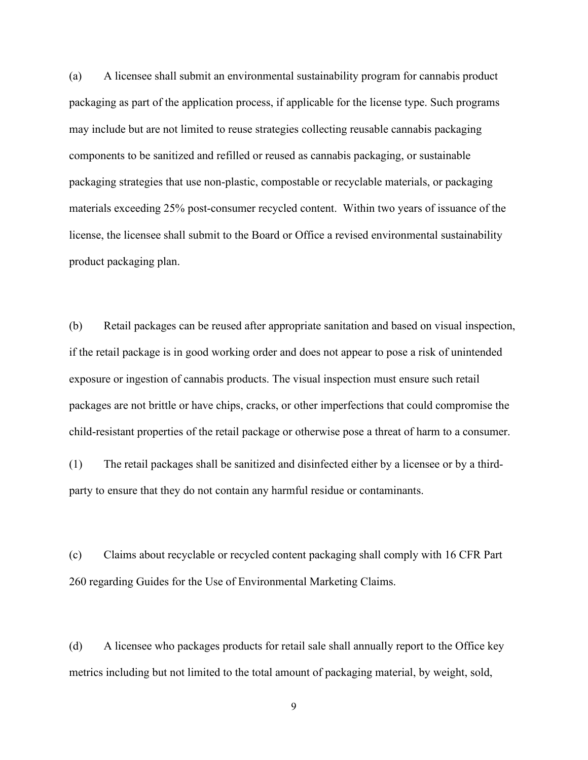(a) A licensee shall submit an environmental sustainability program for cannabis product packaging as part of the application process, if applicable for the license type. Such programs may include but are not limited to reuse strategies collecting reusable cannabis packaging components to be sanitized and refilled or reused as cannabis packaging, or sustainable packaging strategies that use non-plastic, compostable or recyclable materials, or packaging materials exceeding 25% post-consumer recycled content. Within two years of issuance of the license, the licensee shall submit to the Board or Office a revised environmental sustainability product packaging plan.

(b) Retail packages can be reused after appropriate sanitation and based on visual inspection, if the retail package is in good working order and does not appear to pose a risk of unintended exposure or ingestion of cannabis products. The visual inspection must ensure such retail packages are not brittle or have chips, cracks, or other imperfections that could compromise the child-resistant properties of the retail package or otherwise pose a threat of harm to a consumer.

(1) The retail packages shall be sanitized and disinfected either by a licensee or by a third-party to ensure that they do not contain any harmful residue or contaminants.

(c) Claims about recyclable or recycled content packaging shall comply with 16 CFR Part 260 regarding Guides for the Use of Environmental Marketing Claims.

(d) A licensee who packages products for retail sale shall annually report to the Office key metrics including but not limited to the total amount of packaging material, by weight, sold,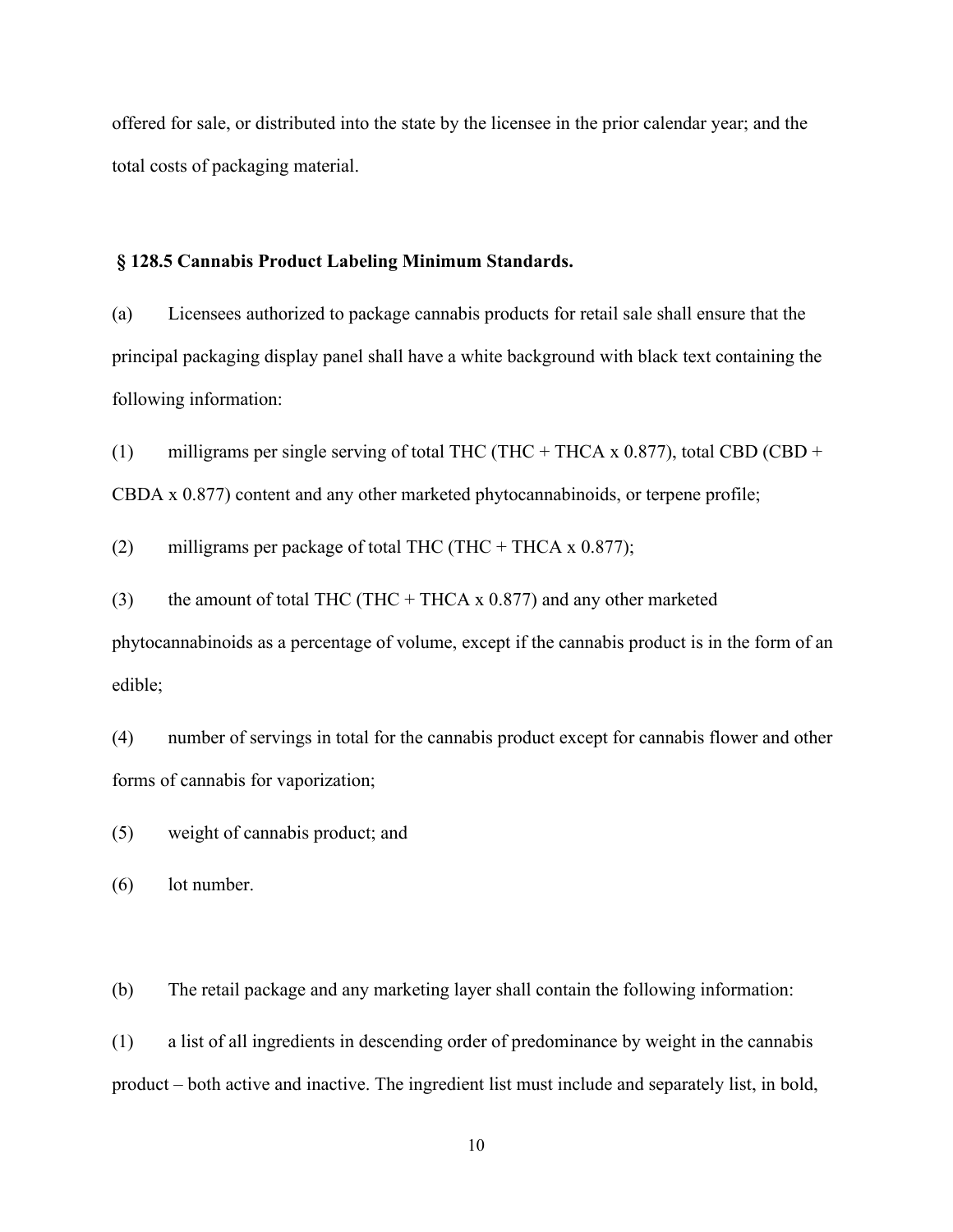offered for sale, or distributed into the state by the licensee in the prior calendar year; and the total costs of packaging material.

### § 128.5 Cannabis Product Labeling Minimum Standards.

(a) Licensees authorized to package cannabis products for retail sale shall ensure that the principal packaging display panel shall have a white background with black text containing the following information:

(1) milligrams per single serving of total THC (THC + THCA x 0.877), total CBD (CBD + CBDA x 0.877) content and any other marketed phytocannabinoids, or terpene profile;

(2) milligrams per package of total THC (THC + THCA x 0.877);

(3) the amount of total THC (THC + THCA x 0.877) and any other marketed phytocannabinoids as a percentage of volume, except if the cannabis product is in the form of an edible;

(4) number of servings in total for the cannabis product except for cannabis flower and other forms of cannabis for vaporization;

(5) weight of cannabis product; and

(6) lot number.

(b) The retail package and any marketing layer shall contain the following information:

(1) a list of all ingredients in descending order of predominance by weight in the cannabis product – both active and inactive. The ingredient list must include and separately list, in bold,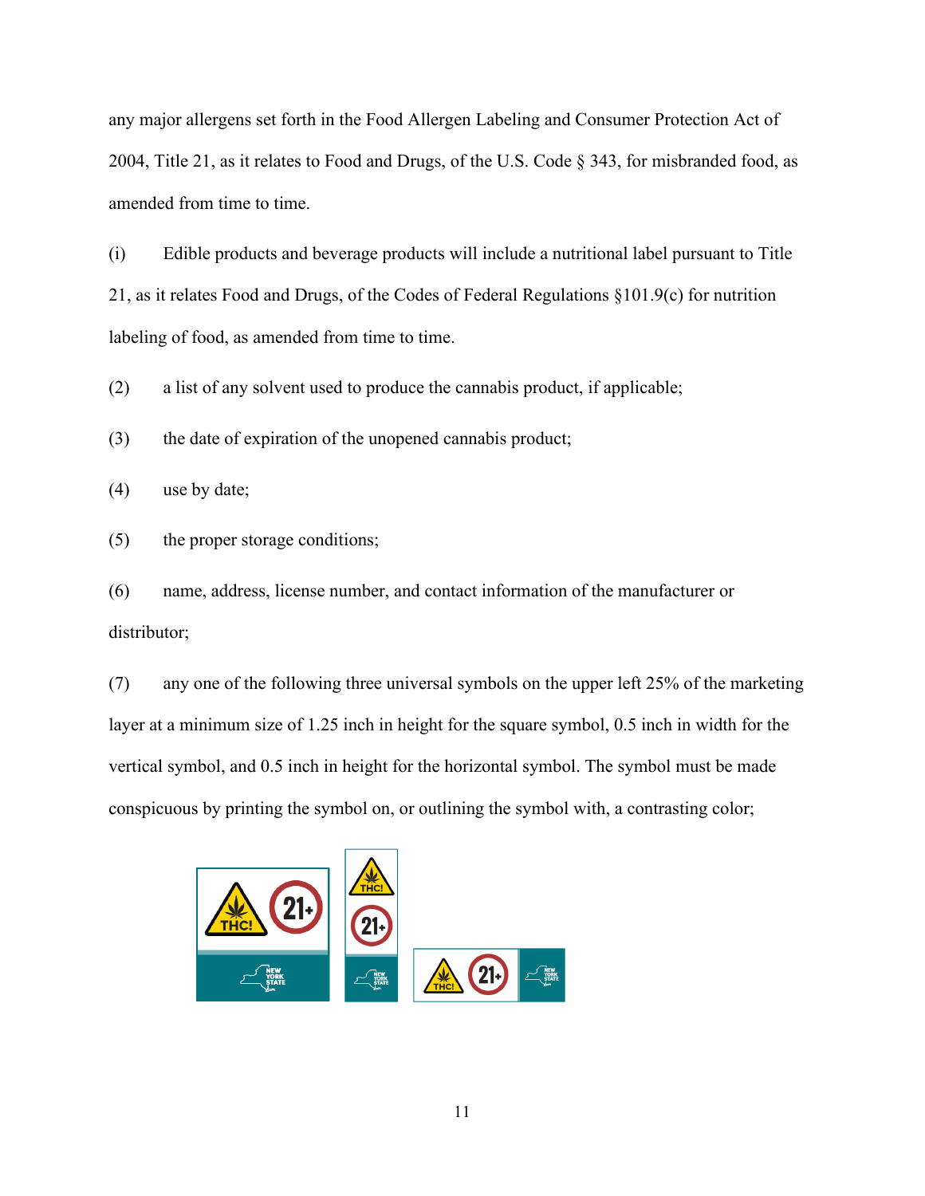any major allergens set forth in the Food Allergen Labeling and Consumer Protection Act of 2004, Title 21, as it relates to Food and Drugs, of the U.S. Code § 343, for misbranded food, as amended from time to time.

(i) Edible products and beverage products will include a nutritional label pursuant to Title 21, as it relates Food and Drugs, of the Codes of Federal Regulations §101.9(c) for nutrition labeling of food, as amended from time to time.

(2) a list of any solvent used to produce the cannabis product, if applicable;

(3) the date of expiration of the unopened cannabis product;

(4) use by date;

(5) the proper storage conditions;

(6) name, address, license number, and contact information of the manufacturer or distributor;

(7) any one of the following three universal symbols on the upper left 25% of the marketing layer at a minimum size of 1.25 inch in height for the square symbol, 0.5 inch in width for the vertical symbol, and 0.5 inch in height for the horizontal symbol. The symbol must be made conspicuous by printing the symbol on, or outlining the symbol with, a contrasting color;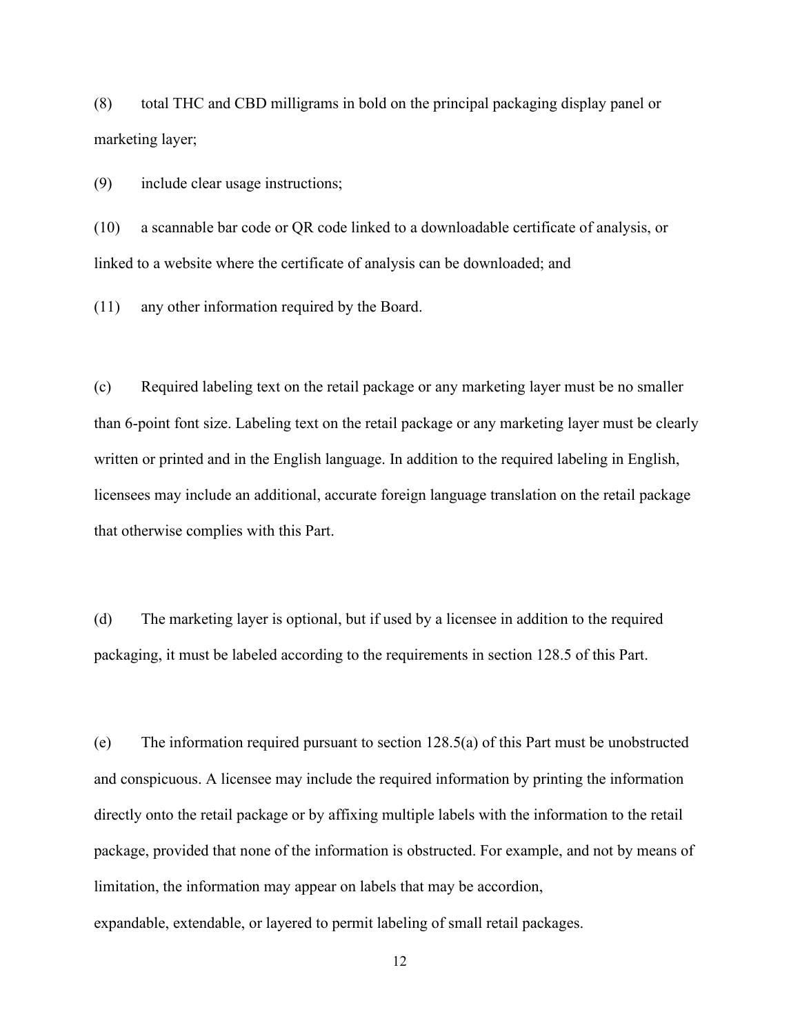(8) total THC and CBD milligrams in bold on the principal packaging display panel or marketing layer;

(9) include clear usage instructions;

(10) a scannable bar code or QR code linked to a downloadable certificate of analysis, or linked to a website where the certificate of analysis can be downloaded; and

(11) any other information required by the Board.

(c) Required labeling text on the retail package or any marketing layer must be no smaller than 6-point font size. Labeling text on the retail package or any marketing layer must be clearly written or printed and in the English language. In addition to the required labeling in English, licensees may include an additional, accurate foreign language translation on the retail package that otherwise complies with this Part.

(d) The marketing layer is optional, but if used by a licensee in addition to the required packaging, it must be labeled according to the requirements in section 128.5 of this Part.

(e) The information required pursuant to section 128.5(a) of this Part must be unobstructed and conspicuous. A licensee may include the required information by printing the information directly onto the retail package or by affixing multiple labels with the information to the retail package, provided that none of the information is obstructed. For example, and not by means of limitation, the information may appear on labels that may be accordion, expandable, extendable, or layered to permit labeling of small retail packages.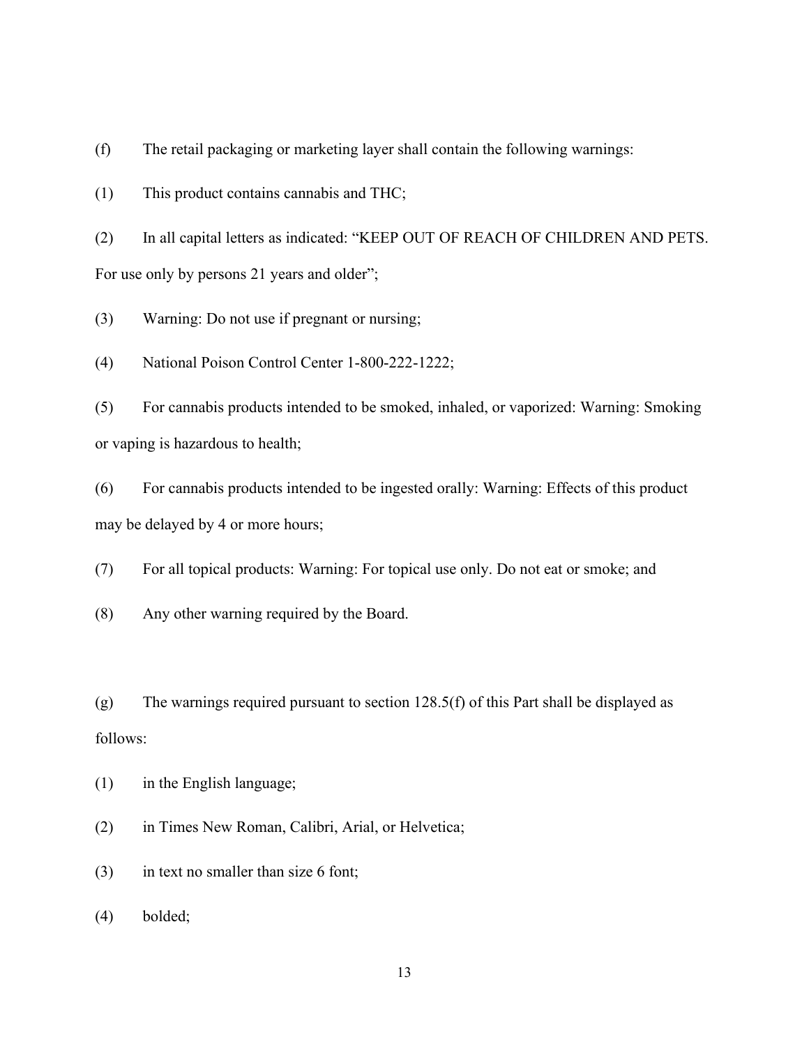(f) The retail packaging or marketing layer shall contain the following warnings:

(1) This product contains cannabis and THC;

(2) In all capital letters as indicated: "KEEP OUT OF REACH OF CHILDREN AND PETS. For use only by persons 21 years and older";

(3) Warning: Do not use if pregnant or nursing;

(4) National Poison Control Center 1-800-222-1222;

(5) For cannabis products intended to be smoked, inhaled, or vaporized: Warning: Smoking or vaping is hazardous to health;

(6) For cannabis products intended to be ingested orally: Warning: Effects of this product may be delayed by 4 or more hours;

(7) For all topical products: Warning: For topical use only. Do not eat or smoke; and

(8) Any other warning required by the Board.

(g) The warnings required pursuant to section 128.5(f) of this Part shall be displayed as follows:

(1) in the English language;

(2) in Times New Roman, Calibri, Arial, or Helvetica;

(3) in text no smaller than size 6 font;

(4) bolded;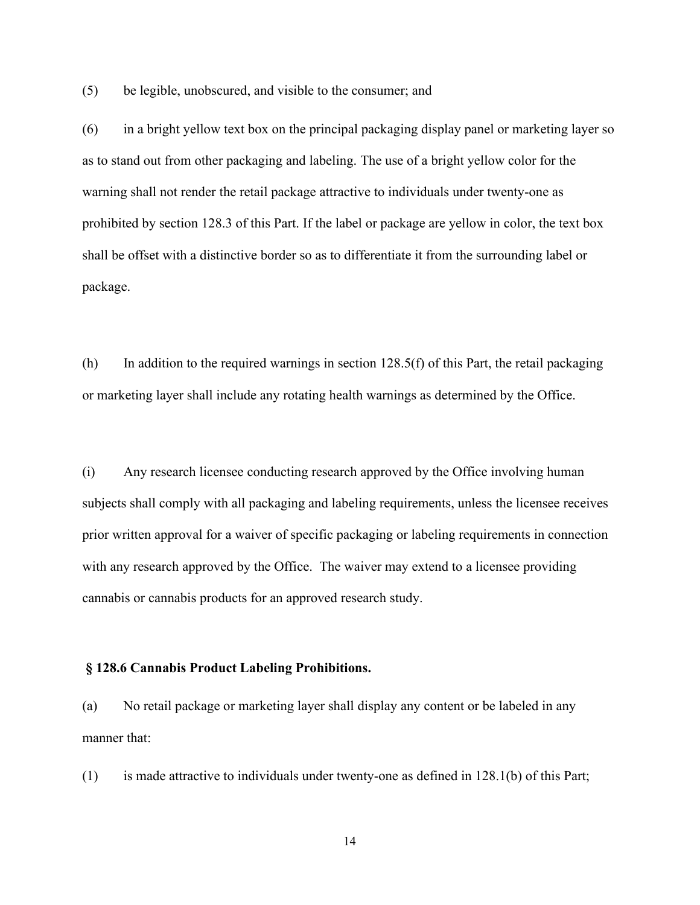(5) be legible, unobscured, and visible to the consumer; and

(6) in a bright yellow text box on the principal packaging display panel or marketing layer so as to stand out from other packaging and labeling. The use of a bright yellow color for the warning shall not render the retail package attractive to individuals under twenty-one as prohibited by section 128.3 of this Part. If the label or package are yellow in color, the text box shall be offset with a distinctive border so as to differentiate it from the surrounding label or package.

(h) In addition to the required warnings in section 128.5(f) of this Part, the retail packaging or marketing layer shall include any rotating health warnings as determined by the Office.

(i) Any research licensee conducting research approved by the Office involving human subjects shall comply with all packaging and labeling requirements, unless the licensee receives prior written approval for a waiver of specific packaging or labeling requirements in connection with any research approved by the Office. The waiver may extend to a licensee providing cannabis or cannabis products for an approved research study.

### § 128.6 Cannabis Product Labeling Prohibitions.

(a) No retail package or marketing layer shall display any content or be labeled in any manner that:

(1) is made attractive to individuals under twenty-one as defined in 128.1(b) of this Part;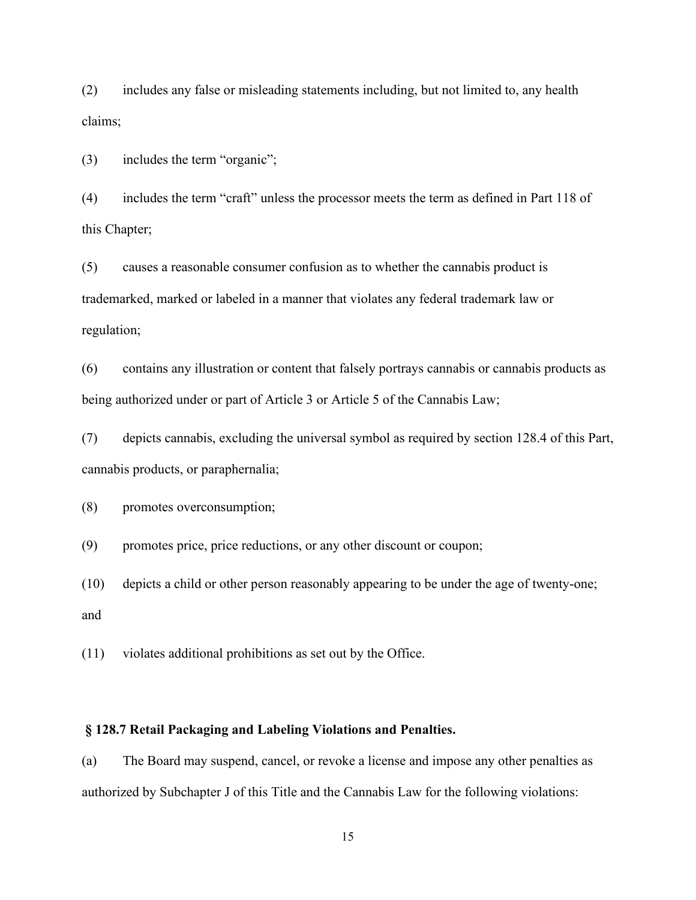(2) includes any false or misleading statements including, but not limited to, any health claims;

(3) includes the term “organic”;

(4) includes the term “craft” unless the processor meets the term as defined in Part 118 of this Chapter;

(5) causes a reasonable consumer confusion as to whether the cannabis product is trademarked, marked or labeled in a manner that violates any federal trademark law or regulation;

(6) contains any illustration or content that falsely portrays cannabis or cannabis products as being authorized under or part of Article 3 or Article 5 of the Cannabis Law;

(7) depicts cannabis, excluding the universal symbol as required by section 128.4 of this Part, cannabis products, or paraphernalia;

(8) promotes overconsumption;

(9) promotes price, price reductions, or any other discount or coupon;

(10) depicts a child or other person reasonably appearing to be under the age of twenty-one; and

(11) violates additional prohibitions as set out by the Office.

### § 128.7 Retail Packaging and Labeling Violations and Penalties.

(a) The Board may suspend, cancel, or revoke a license and impose any other penalties as authorized by Subchapter J of this Title and the Cannabis Law for the following violations: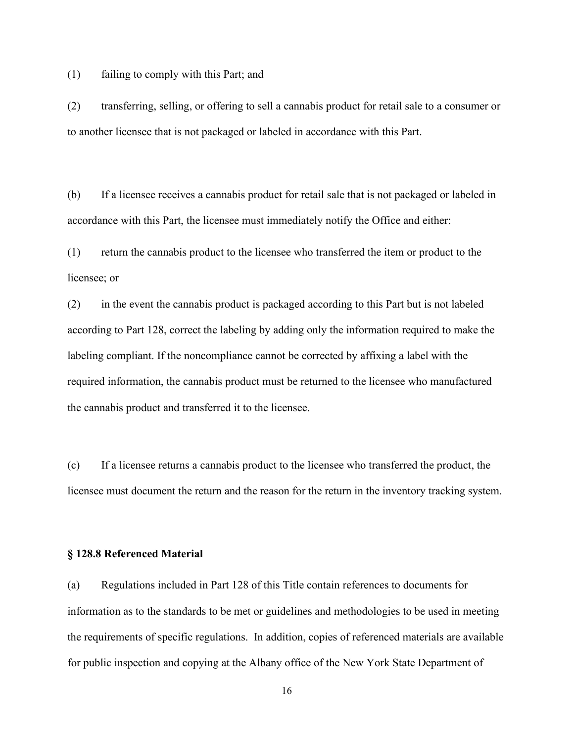(1) failing to comply with this Part; and

(2) transferring, selling, or offering to sell a cannabis product for retail sale to a consumer or to another licensee that is not packaged or labeled in accordance with this Part.

(b) If a licensee receives a cannabis product for retail sale that is not packaged or labeled in accordance with this Part, the licensee must immediately notify the Office and either:

(1) return the cannabis product to the licensee who transferred the item or product to the licensee; or

(2) in the event the cannabis product is packaged according to this Part but is not labeled according to Part 128, correct the labeling by adding only the information required to make the labeling compliant. If the noncompliance cannot be corrected by affixing a label with the required information, the cannabis product must be returned to the licensee who manufactured the cannabis product and transferred it to the licensee.

(c) If a licensee returns a cannabis product to the licensee who transferred the product, the licensee must document the return and the reason for the return in the inventory tracking system.

### § 128.8 Referenced Material

(a) Regulations included in Part 128 of this Title contain references to documents for information as to the standards to be met or guidelines and methodologies to be used in meeting the requirements of specific regulations. In addition, copies of referenced materials are available for public inspection and copying at the Albany office of the New York State Department of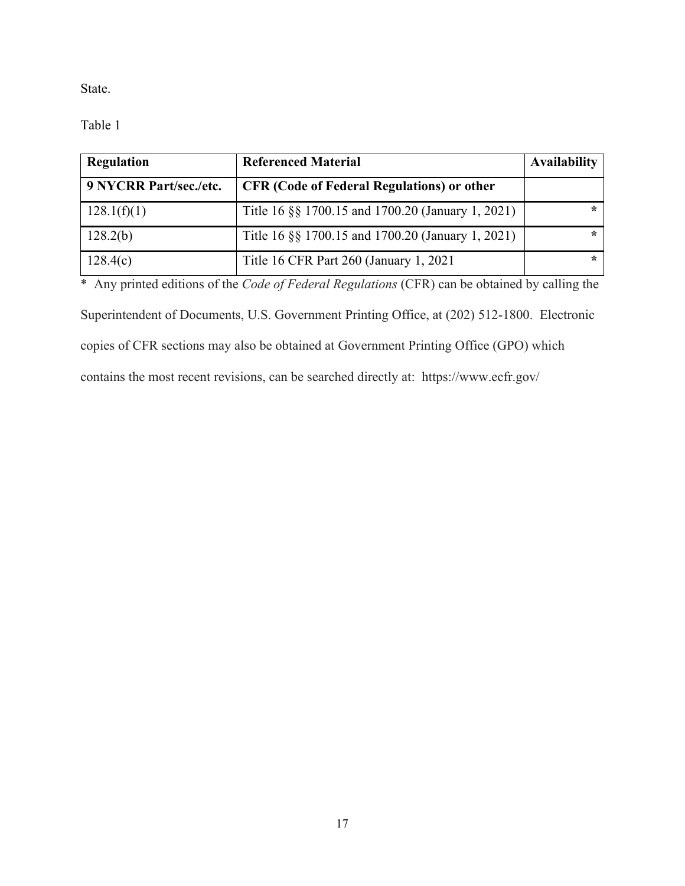State.

Table 1

| Regulation | Referenced Material | Availability |
|---|---|---|
| **9 NYCRR Part/sec./etc.** | **CFR (Code of Federal Regulations) or other** | |
| 128.1(f)(1) | Title 16 §§ 1700.15 and 1700.20 (January 1, 2021) | * |
| 128.2(b) | Title 16 §§ 1700.15 and 1700.20 (January 1, 2021) | * |
| 128.4(c) | Title 16 CFR Part 260 (January 1, 2021 | * |

\* Any printed editions of the *Code of Federal Regulations* (CFR) can be obtained by calling the Superintendent of Documents, U.S. Government Printing Office, at (202) 512-1800. Electronic copies of CFR sections may also be obtained at Government Printing Office (GPO) which contains the most recent revisions, can be searched directly at: https://www.ecfr.gov/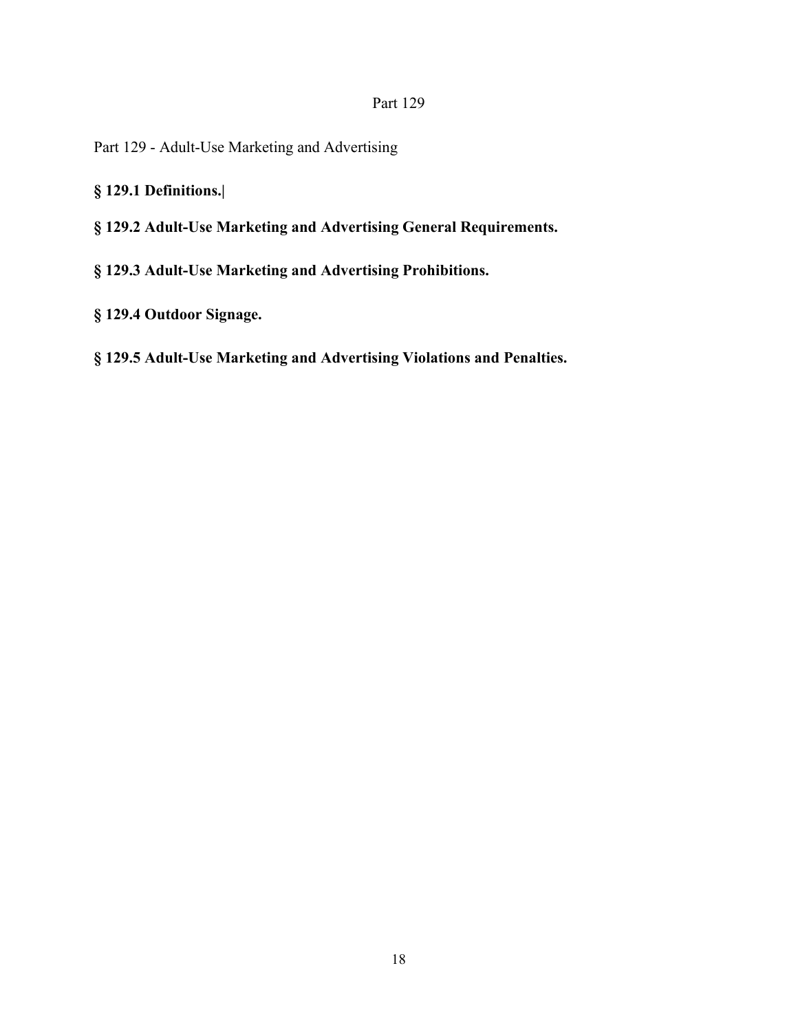Part 129

Part 129 - Adult-Use Marketing and Advertising

**§ 129.1 Definitions.|**

**§ 129.2 Adult-Use Marketing and Advertising General Requirements.**

**§ 129.3 Adult-Use Marketing and Advertising Prohibitions.**

**§ 129.4 Outdoor Signage.**

**§ 129.5 Adult-Use Marketing and Advertising Violations and Penalties.**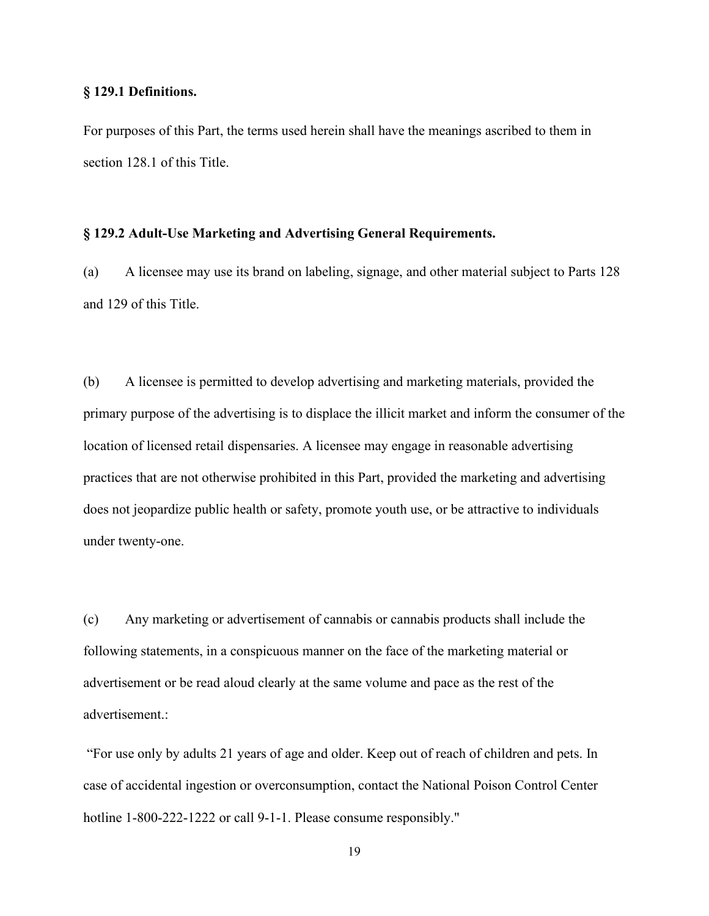### § 129.1 Definitions.

For purposes of this Part, the terms used herein shall have the meanings ascribed to them in section 128.1 of this Title.

### § 129.2 Adult-Use Marketing and Advertising General Requirements.

(a) A licensee may use its brand on labeling, signage, and other material subject to Parts 128 and 129 of this Title.

(b) A licensee is permitted to develop advertising and marketing materials, provided the primary purpose of the advertising is to displace the illicit market and inform the consumer of the location of licensed retail dispensaries. A licensee may engage in reasonable advertising practices that are not otherwise prohibited in this Part, provided the marketing and advertising does not jeopardize public health or safety, promote youth use, or be attractive to individuals under twenty-one.

(c) Any marketing or advertisement of cannabis or cannabis products shall include the following statements, in a conspicuous manner on the face of the marketing material or advertisement or be read aloud clearly at the same volume and pace as the rest of the advertisement.:

"For use only by adults 21 years of age and older. Keep out of reach of children and pets. In case of accidental ingestion or overconsumption, contact the National Poison Control Center hotline 1-800-222-1222 or call 9-1-1. Please consume responsibly."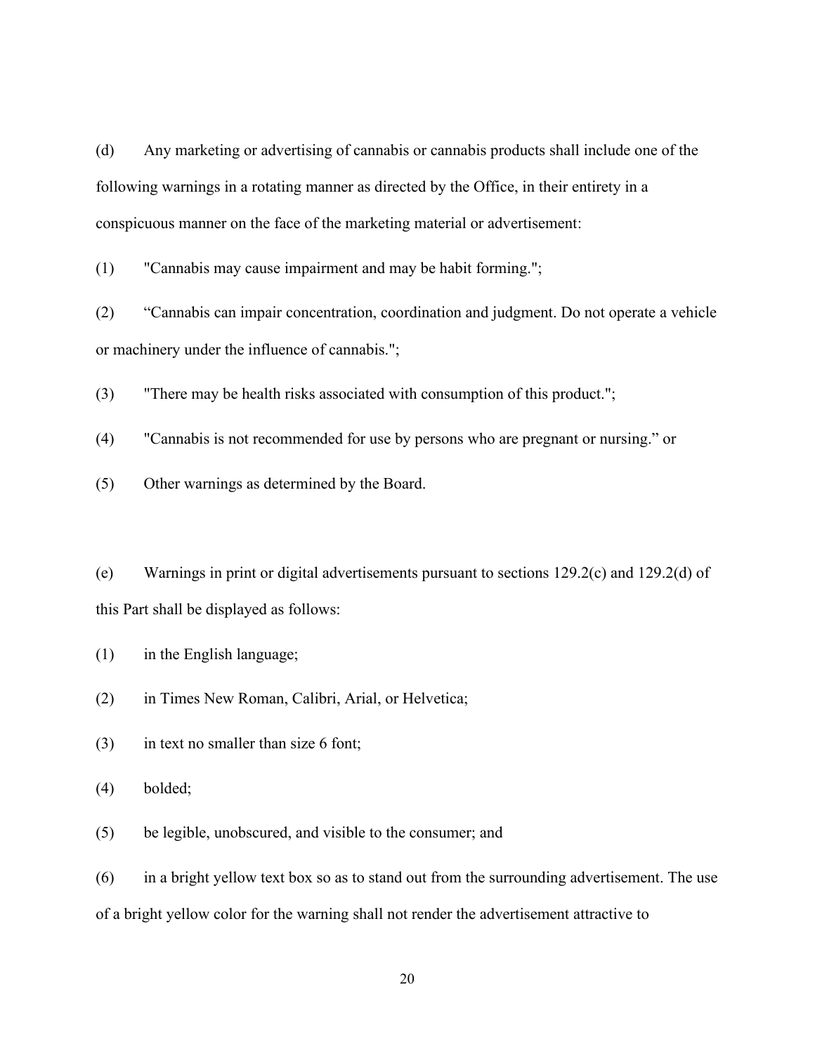(d) Any marketing or advertising of cannabis or cannabis products shall include one of the following warnings in a rotating manner as directed by the Office, in their entirety in a conspicuous manner on the face of the marketing material or advertisement:

(1) "Cannabis may cause impairment and may be habit forming.";

(2) “Cannabis can impair concentration, coordination and judgment. Do not operate a vehicle or machinery under the influence of cannabis.";

(3) "There may be health risks associated with consumption of this product.";

(4) "Cannabis is not recommended for use by persons who are pregnant or nursing.” or

(5) Other warnings as determined by the Board.

(e) Warnings in print or digital advertisements pursuant to sections 129.2(c) and 129.2(d) of this Part shall be displayed as follows:

(1) in the English language;

(2) in Times New Roman, Calibri, Arial, or Helvetica;

(3) in text no smaller than size 6 font;

(4) bolded;

(5) be legible, unobscured, and visible to the consumer; and

(6) in a bright yellow text box so as to stand out from the surrounding advertisement. The use of a bright yellow color for the warning shall not render the advertisement attractive to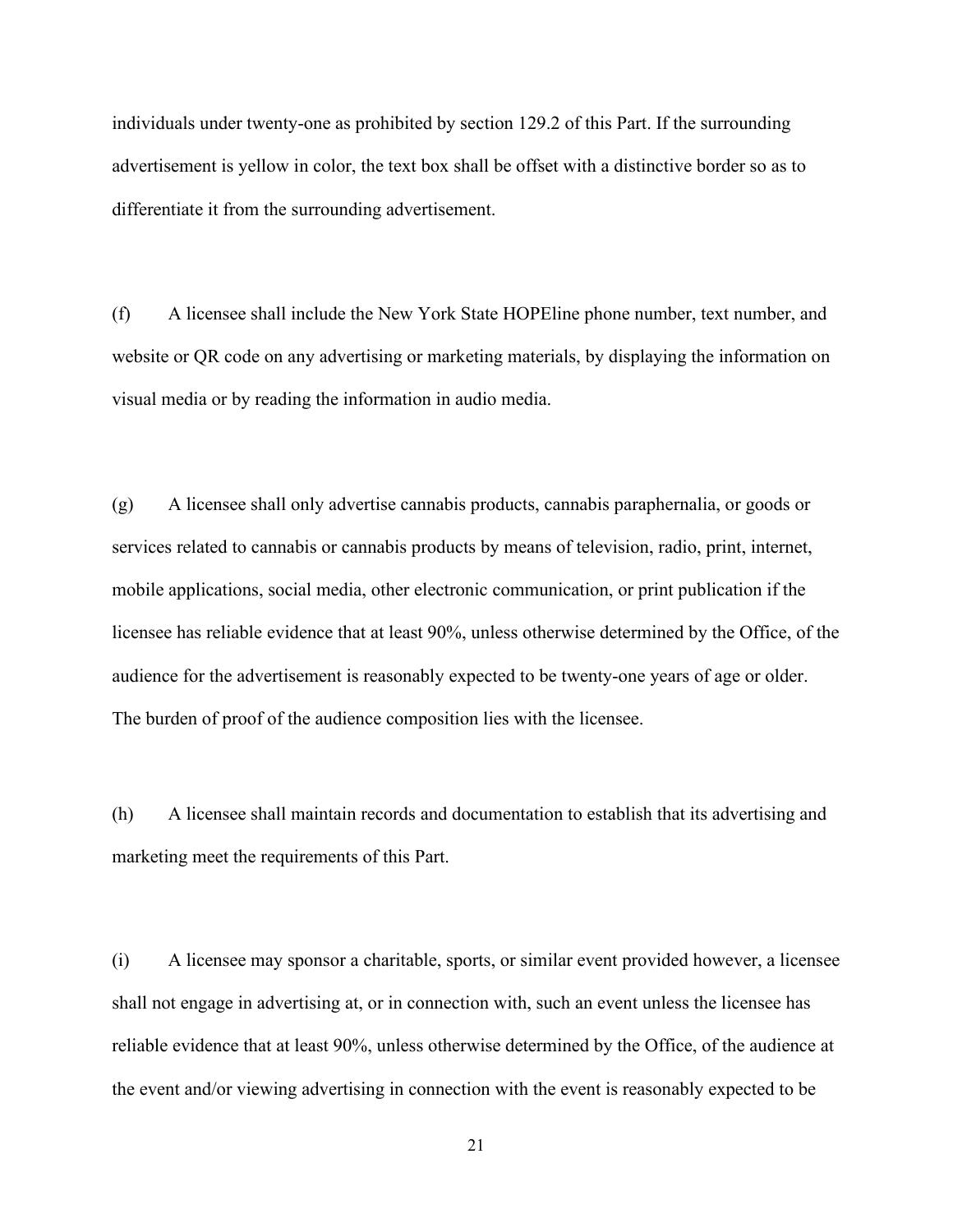individuals under twenty-one as prohibited by section 129.2 of this Part. If the surrounding advertisement is yellow in color, the text box shall be offset with a distinctive border so as to differentiate it from the surrounding advertisement.

(f) A licensee shall include the New York State HOPEline phone number, text number, and website or QR code on any advertising or marketing materials, by displaying the information on visual media or by reading the information in audio media.

(g) A licensee shall only advertise cannabis products, cannabis paraphernalia, or goods or services related to cannabis or cannabis products by means of television, radio, print, internet, mobile applications, social media, other electronic communication, or print publication if the licensee has reliable evidence that at least 90%, unless otherwise determined by the Office, of the audience for the advertisement is reasonably expected to be twenty-one years of age or older. The burden of proof of the audience composition lies with the licensee.

(h) A licensee shall maintain records and documentation to establish that its advertising and marketing meet the requirements of this Part.

(i) A licensee may sponsor a charitable, sports, or similar event provided however, a licensee shall not engage in advertising at, or in connection with, such an event unless the licensee has reliable evidence that at least 90%, unless otherwise determined by the Office, of the audience at the event and/or viewing advertising in connection with the event is reasonably expected to be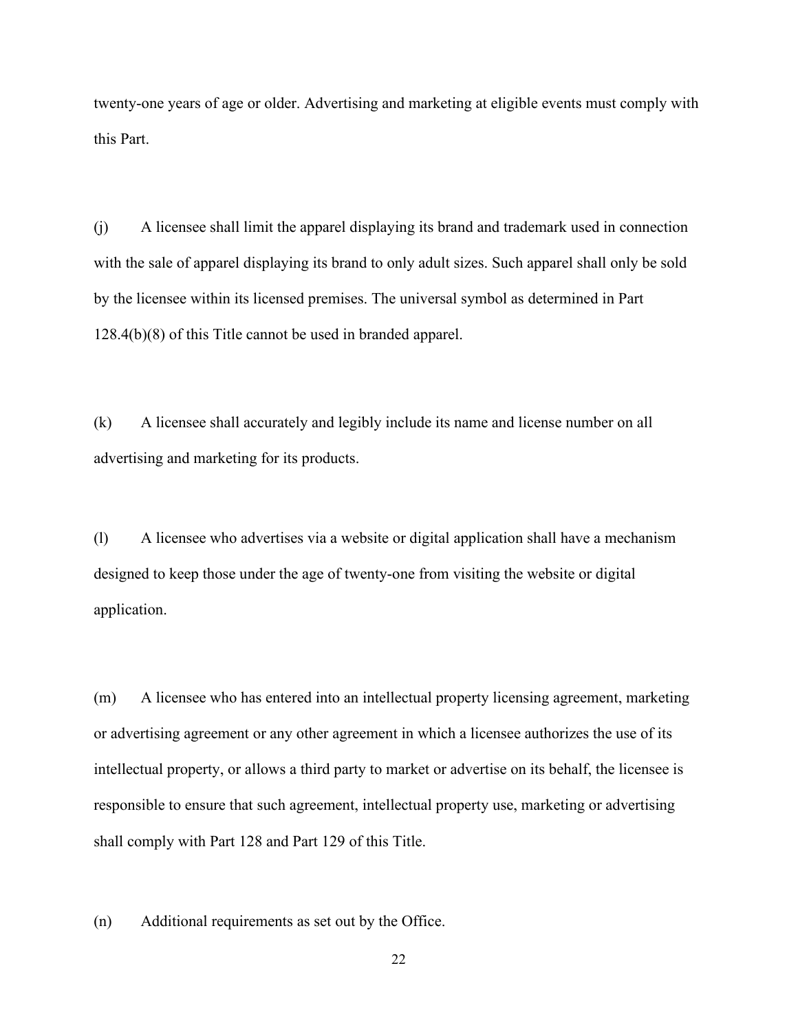twenty-one years of age or older. Advertising and marketing at eligible events must comply with this Part.

(j) A licensee shall limit the apparel displaying its brand and trademark used in connection with the sale of apparel displaying its brand to only adult sizes. Such apparel shall only be sold by the licensee within its licensed premises. The universal symbol as determined in Part 128.4(b)(8) of this Title cannot be used in branded apparel.

(k) A licensee shall accurately and legibly include its name and license number on all advertising and marketing for its products.

(l) A licensee who advertises via a website or digital application shall have a mechanism designed to keep those under the age of twenty-one from visiting the website or digital application.

(m) A licensee who has entered into an intellectual property licensing agreement, marketing or advertising agreement or any other agreement in which a licensee authorizes the use of its intellectual property, or allows a third party to market or advertise on its behalf, the licensee is responsible to ensure that such agreement, intellectual property use, marketing or advertising shall comply with Part 128 and Part 129 of this Title.

(n) Additional requirements as set out by the Office.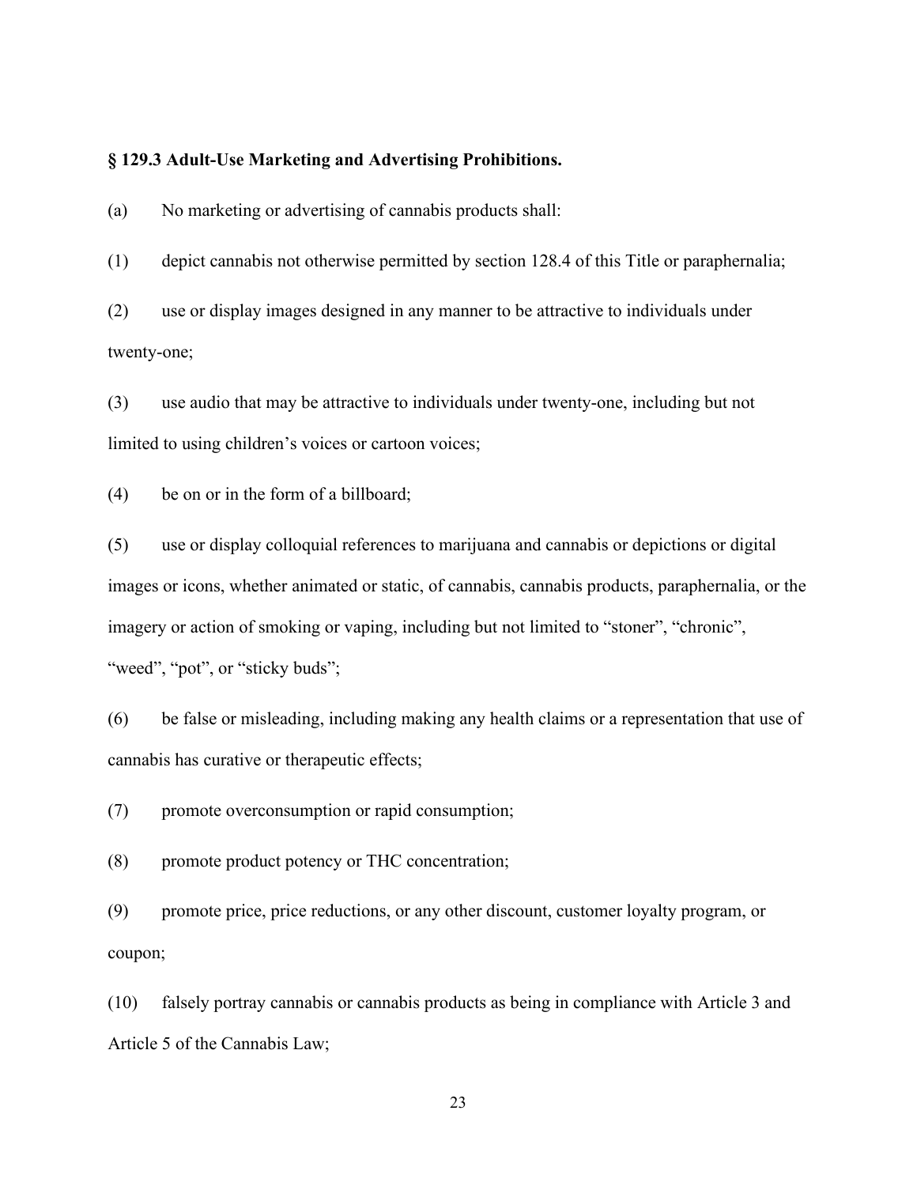**§ 129.3 Adult-Use Marketing and Advertising Prohibitions.**

(a) No marketing or advertising of cannabis products shall:

(1) depict cannabis not otherwise permitted by section 128.4 of this Title or paraphernalia;

(2) use or display images designed in any manner to be attractive to individuals under twenty-one;

(3) use audio that may be attractive to individuals under twenty-one, including but not limited to using children's voices or cartoon voices;

(4) be on or in the form of a billboard;

(5) use or display colloquial references to marijuana and cannabis or depictions or digital images or icons, whether animated or static, of cannabis, cannabis products, paraphernalia, or the imagery or action of smoking or vaping, including but not limited to "stoner", "chronic", "weed", "pot", or "sticky buds";

(6) be false or misleading, including making any health claims or a representation that use of cannabis has curative or therapeutic effects;

(7) promote overconsumption or rapid consumption;

(8) promote product potency or THC concentration;

(9) promote price, price reductions, or any other discount, customer loyalty program, or coupon;

(10) falsely portray cannabis or cannabis products as being in compliance with Article 3 and Article 5 of the Cannabis Law;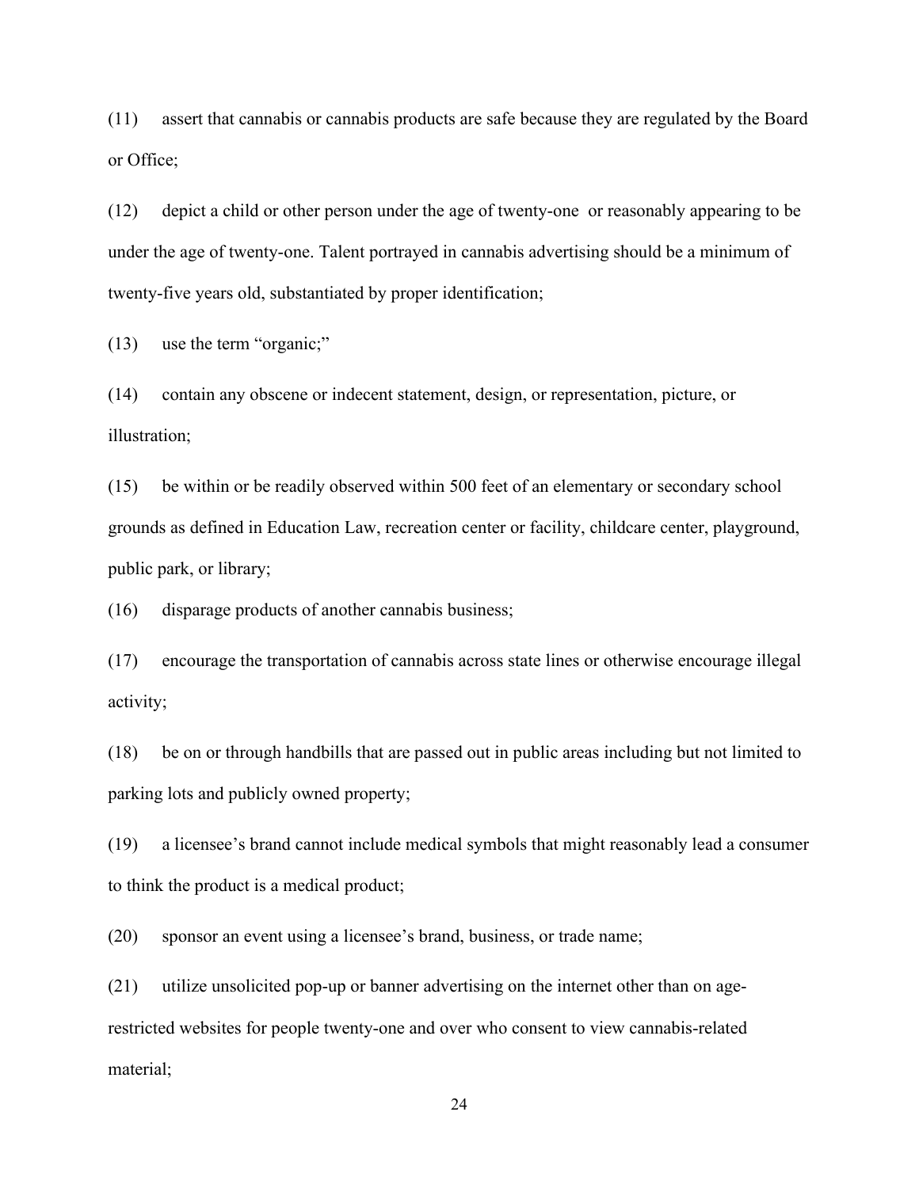(11) assert that cannabis or cannabis products are safe because they are regulated by the Board or Office;

(12) depict a child or other person under the age of twenty-one or reasonably appearing to be under the age of twenty-one. Talent portrayed in cannabis advertising should be a minimum of twenty-five years old, substantiated by proper identification;

(13) use the term "organic;"

(14) contain any obscene or indecent statement, design, or representation, picture, or illustration;

(15) be within or be readily observed within 500 feet of an elementary or secondary school grounds as defined in Education Law, recreation center or facility, childcare center, playground, public park, or library;

(16) disparage products of another cannabis business;

(17) encourage the transportation of cannabis across state lines or otherwise encourage illegal activity;

(18) be on or through handbills that are passed out in public areas including but not limited to parking lots and publicly owned property;

(19) a licensee's brand cannot include medical symbols that might reasonably lead a consumer to think the product is a medical product;

(20) sponsor an event using a licensee's brand, business, or trade name;

(21) utilize unsolicited pop-up or banner advertising on the internet other than on age-restricted websites for people twenty-one and over who consent to view cannabis-related material;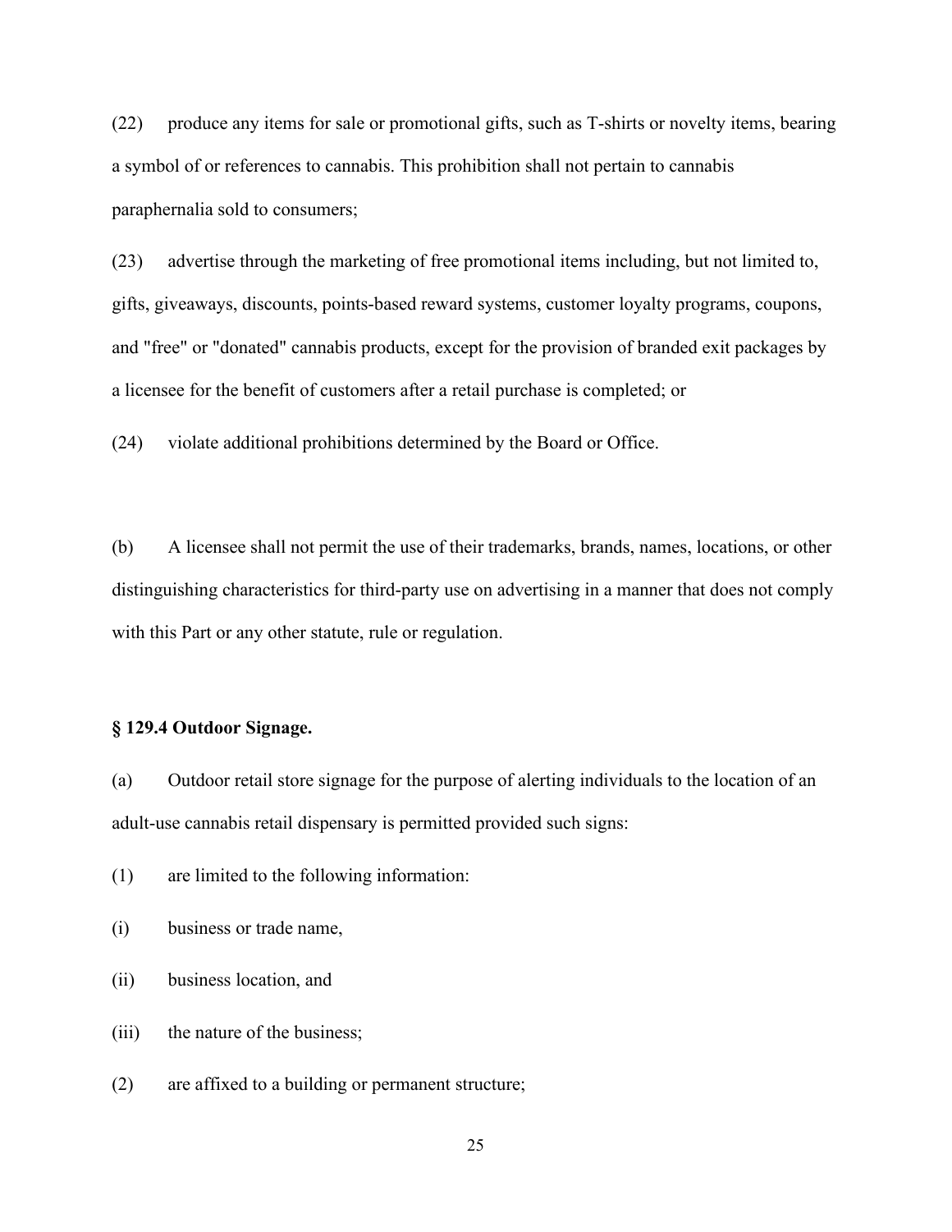(22) produce any items for sale or promotional gifts, such as T-shirts or novelty items, bearing a symbol of or references to cannabis. This prohibition shall not pertain to cannabis paraphernalia sold to consumers;

(23) advertise through the marketing of free promotional items including, but not limited to, gifts, giveaways, discounts, points-based reward systems, customer loyalty programs, coupons, and "free" or "donated" cannabis products, except for the provision of branded exit packages by a licensee for the benefit of customers after a retail purchase is completed; or

(24) violate additional prohibitions determined by the Board or Office.

(b) A licensee shall not permit the use of their trademarks, brands, names, locations, or other distinguishing characteristics for third-party use on advertising in a manner that does not comply with this Part or any other statute, rule or regulation.

**§ 129.4 Outdoor Signage.**

(a) Outdoor retail store signage for the purpose of alerting individuals to the location of an adult-use cannabis retail dispensary is permitted provided such signs:

(1) are limited to the following information:

(i) business or trade name,

(ii) business location, and

(iii) the nature of the business;

(2) are affixed to a building or permanent structure;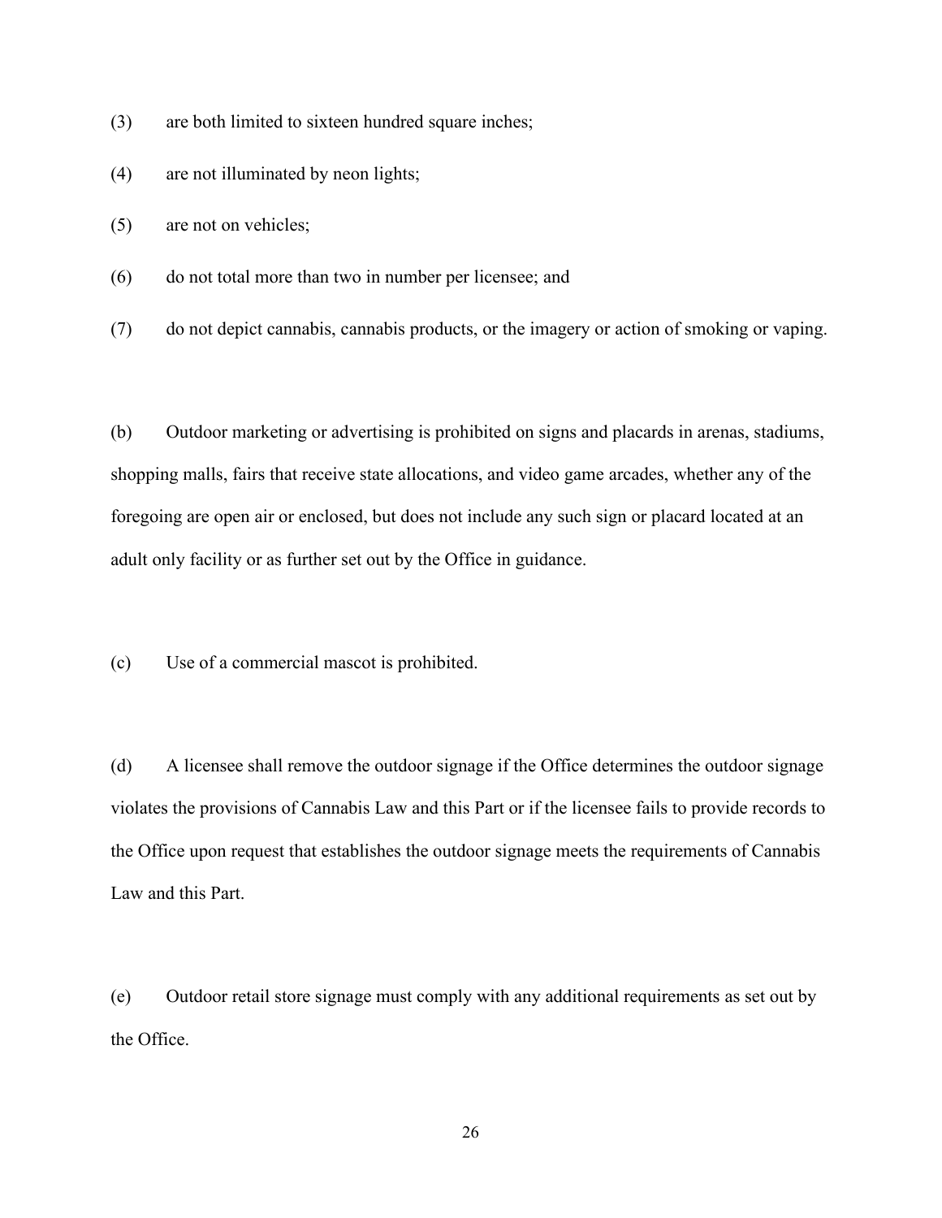(3) are both limited to sixteen hundred square inches;

(4) are not illuminated by neon lights;

(5) are not on vehicles;

(6) do not total more than two in number per licensee; and

(7) do not depict cannabis, cannabis products, or the imagery or action of smoking or vaping.

(b) Outdoor marketing or advertising is prohibited on signs and placards in arenas, stadiums, shopping malls, fairs that receive state allocations, and video game arcades, whether any of the foregoing are open air or enclosed, but does not include any such sign or placard located at an adult only facility or as further set out by the Office in guidance.

(c) Use of a commercial mascot is prohibited.

(d) A licensee shall remove the outdoor signage if the Office determines the outdoor signage violates the provisions of Cannabis Law and this Part or if the licensee fails to provide records to the Office upon request that establishes the outdoor signage meets the requirements of Cannabis Law and this Part.

(e) Outdoor retail store signage must comply with any additional requirements as set out by the Office.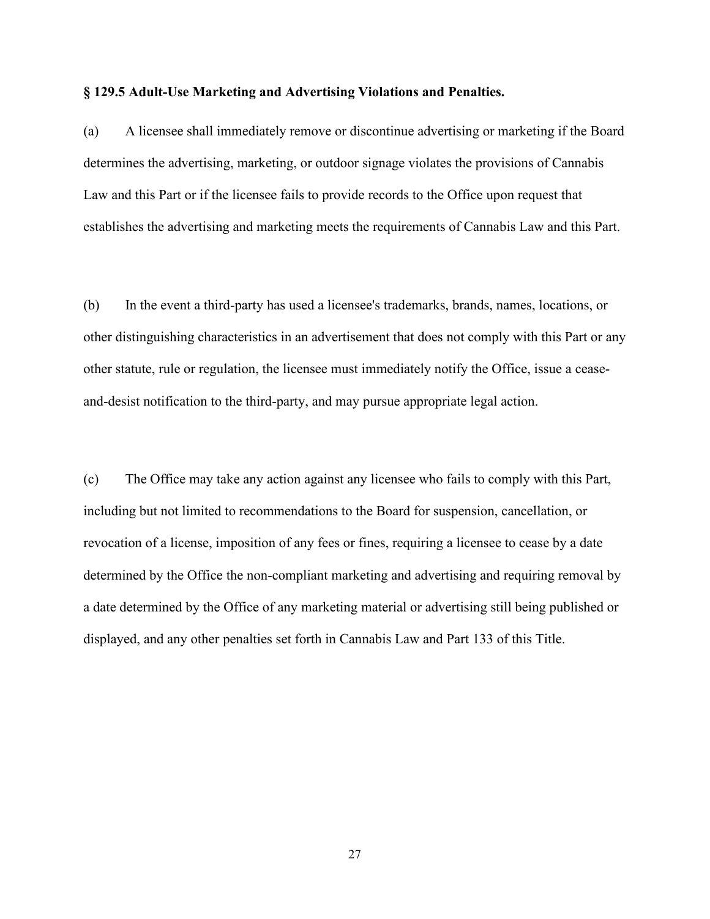**§ 129.5 Adult-Use Marketing and Advertising Violations and Penalties.**

(a) A licensee shall immediately remove or discontinue advertising or marketing if the Board determines the advertising, marketing, or outdoor signage violates the provisions of Cannabis Law and this Part or if the licensee fails to provide records to the Office upon request that establishes the advertising and marketing meets the requirements of Cannabis Law and this Part.

(b) In the event a third-party has used a licensee's trademarks, brands, names, locations, or other distinguishing characteristics in an advertisement that does not comply with this Part or any other statute, rule or regulation, the licensee must immediately notify the Office, issue a cease-and-desist notification to the third-party, and may pursue appropriate legal action.

(c) The Office may take any action against any licensee who fails to comply with this Part, including but not limited to recommendations to the Board for suspension, cancellation, or revocation of a license, imposition of any fees or fines, requiring a licensee to cease by a date determined by the Office the non-compliant marketing and advertising and requiring removal by a date determined by the Office of any marketing material or advertising still being published or displayed, and any other penalties set forth in Cannabis Law and Part 133 of this Title.